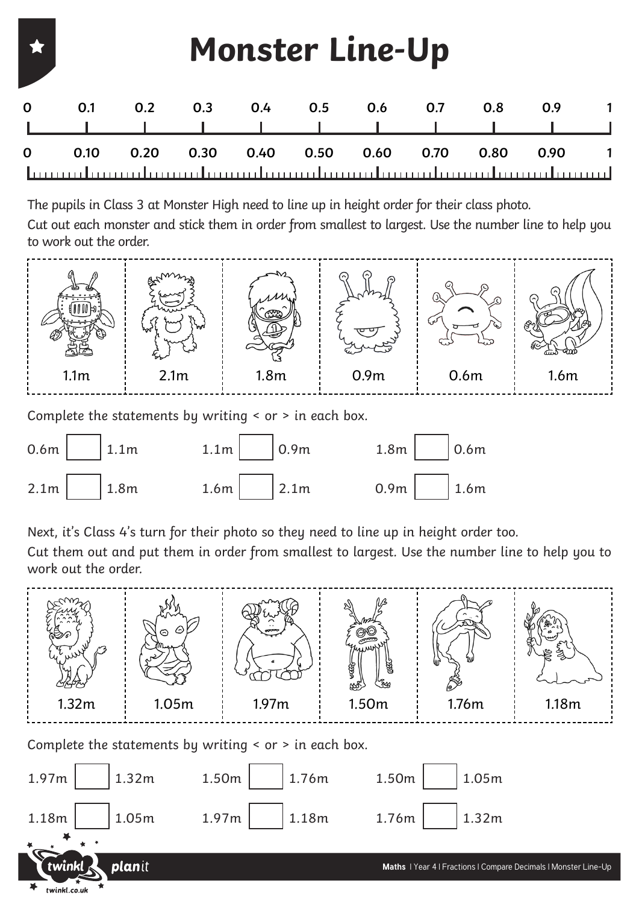# Monster Line-Up

| 0 | 0.1 | 0.2 | 0.3 | 0.4 | 0.5 | 0.6 | 0.7 | 0.8 | 0.9 | 1 |
|---|---|---|---|---|---|---|---|---|---|---|

| 0 | 0.10 | 0.20 | 0.30 | 0.40 | 0.50 | 0.60 | 0.70 | 0.80 | 0.90 | 1 |
|---|---|---|---|---|---|---|---|---|---|---|

The pupils in Class 3 at Monster High need to line up in height order for their class photo.

Cut out each monster and stick them in order from smallest to largest. Use the number line to help you to work out the order.

| 1.1m | 2.1m | 1.8m | 0.9m | 0.6m | 1.6m |
|---|---|---|---|---|---|

Complete the statements by writing < or > in each box.

0.6m ☐ 1.1m    1.1m ☐ 0.9m    1.8m ☐ 0.6m

2.1m ☐ 1.8m    1.6m ☐ 2.1m    0.9m ☐ 1.6m

Next, it's Class 4's turn for their photo so they need to line up in height order too.

Cut them out and put them in order from smallest to largest. Use the number line to help you to work out the order.

| 1.32m | 1.05m | 1.97m | 1.50m | 1.76m | 1.18m |
|---|---|---|---|---|---|

Complete the statements by writing < or > in each box.

1.97m ☐ 1.32m    1.50m ☐ 1.76m    1.50m ☐ 1.05m

1.18m ☐ 1.05m    1.97m ☐ 1.18m    1.76m ☐ 1.32m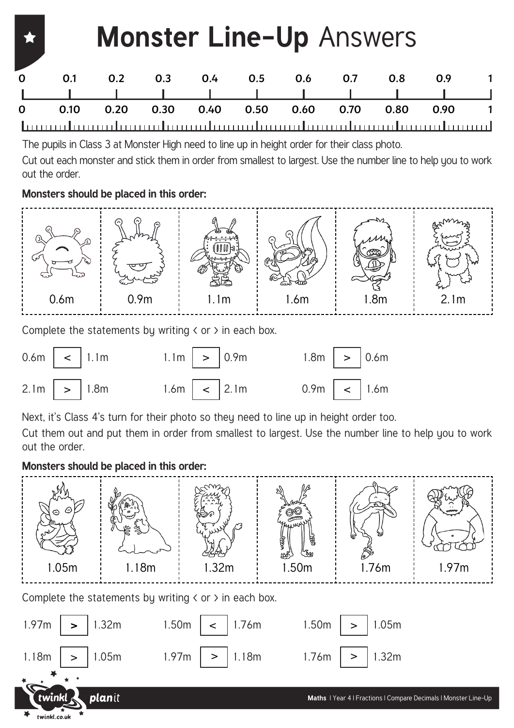# Monster Line-Up Answers

| 0 | 0.1 | 0.2 | 0.3 | 0.4 | 0.5 | 0.6 | 0.7 | 0.8 | 0.9 | 1 |
|---|---|---|---|---|---|---|---|---|---|---|
| 0 | 0.10 | 0.20 | 0.30 | 0.40 | 0.50 | 0.60 | 0.70 | 0.80 | 0.90 | 1 |

The pupils in Class 3 at Monster High need to line up in height order for their class photo.

Cut out each monster and stick them in order from smallest to largest. Use the number line to help you to work out the order.

**Monsters should be placed in this order:**

| 0.6m | 0.9m | 1.1m | 1.6m | 1.8m | 2.1m |
|---|---|---|---|---|---|

Complete the statements by writing < or > in each box.

0.6m < 1.1m   1.1m > 0.9m   1.8m > 0.6m

2.1m > 1.8m   1.6m < 2.1m   0.9m < 1.6m

Next, it's Class 4's turn for their photo so they need to line up in height order too.

Cut them out and put them in order from smallest to largest. Use the number line to help you to work out the order.

**Monsters should be placed in this order:**

| 1.05m | 1.18m | 1.32m | 1.50m | 1.76m | 1.97m |
|---|---|---|---|---|---|

Complete the statements by writing < or > in each box.

1.97m > 1.32m   1.50m < 1.76m   1.50m > 1.05m

1.18m > 1.05m   1.97m > 1.18m   1.76m > 1.32m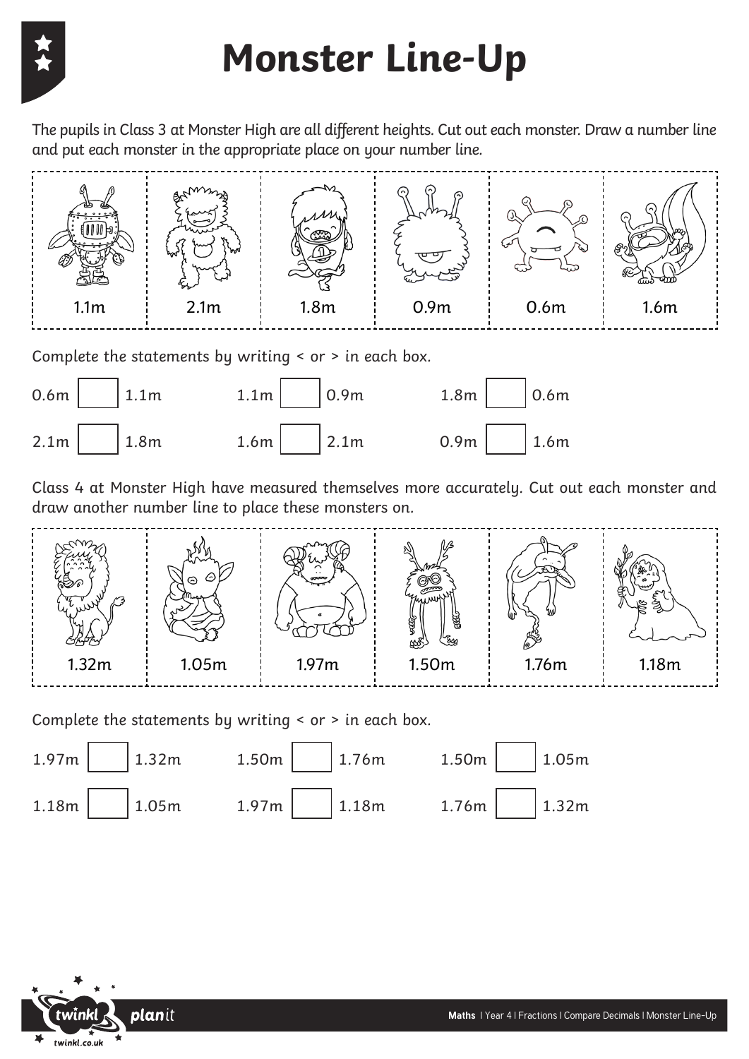# Monster Line-Up

*The pupils in Class 3 at Monster High are all different heights. Cut out each monster. Draw a number line and put each monster in the appropriate place on your number line.*

| 1.1m | 2.1m | 1.8m | 0.9m | 0.6m | 1.6m |
|---|---|---|---|---|---|

Complete the statements by writing < or > in each box.

0.6m ☐ 1.1m　　1.1m ☐ 0.9m　　1.8m ☐ 0.6m

2.1m ☐ 1.8m　　1.6m ☐ 2.1m　　0.9m ☐ 1.6m

Class 4 at Monster High have measured themselves more accurately. Cut out each monster and draw another number line to place these monsters on.

| 1.32m | 1.05m | 1.97m | 1.50m | 1.76m | 1.18m |
|---|---|---|---|---|---|

Complete the statements by writing < or > in each box.

1.97m ☐ 1.32m　　1.50m ☐ 1.76m　　1.50m ☐ 1.05m

1.18m ☐ 1.05m　　1.97m ☐ 1.18m　　1.76m ☐ 1.32m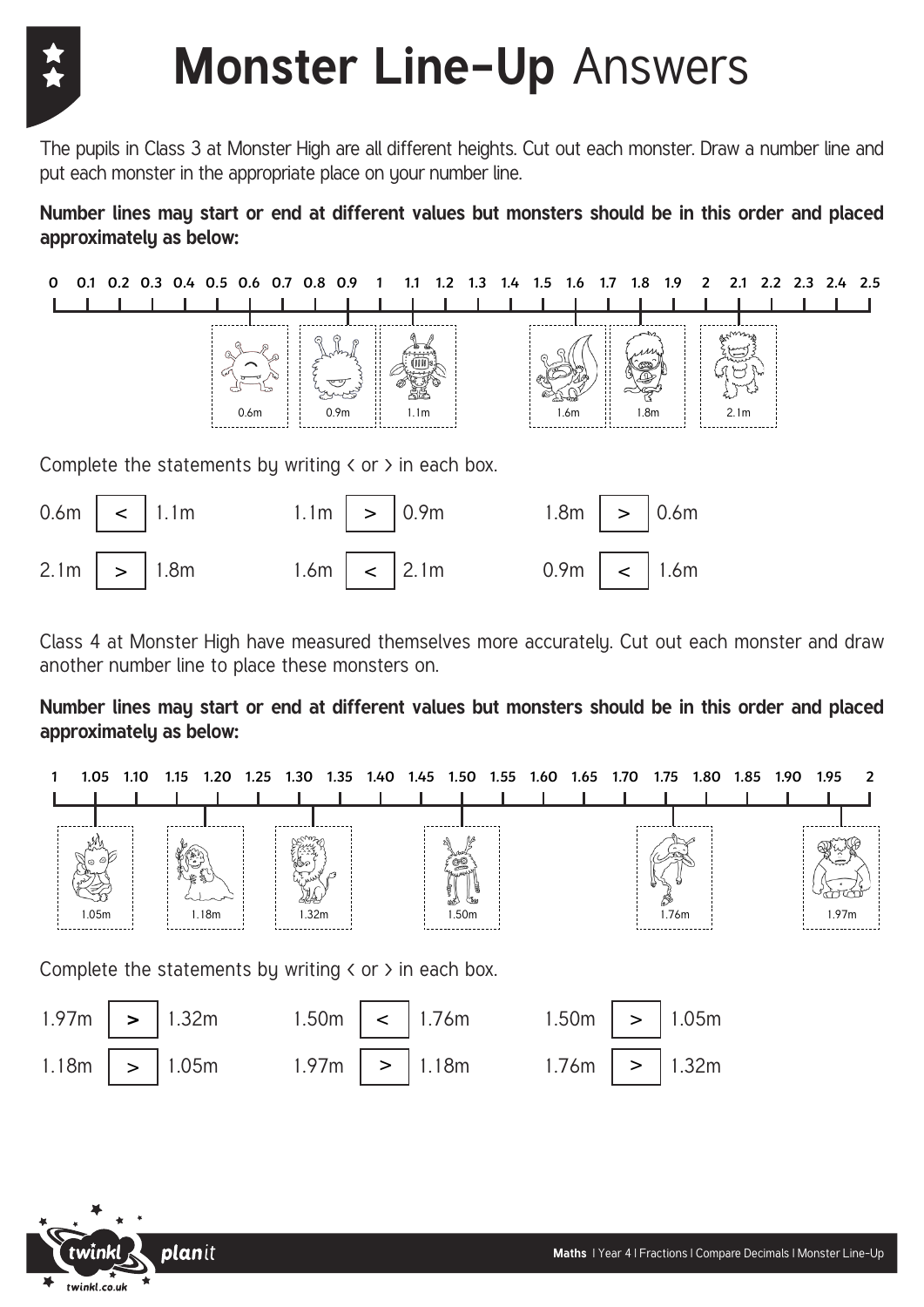# Monster Line-Up Answers

The pupils in Class 3 at Monster High are all different heights. Cut out each monster. Draw a number line and put each monster in the appropriate place on your number line.

**Number lines may start or end at different values but monsters should be in this order and placed approximately as below:**

0 0.1 0.2 0.3 0.4 0.5 0.6 0.7 0.8 0.9 1 1.1 1.2 1.3 1.4 1.5 1.6 1.7 1.8 1.9 2 2.1 2.2 2.3 2.4 2.5

0.6m 0.9m 1.1m 1.6m 1.8m 2.1m

Complete the statements by writing < or > in each box.

| | | |
|---|---|---|
| 0.6m < 1.1m | 1.1m > 0.9m | 1.8m > 0.6m |
| 2.1m > 1.8m | 1.6m < 2.1m | 0.9m < 1.6m |

Class 4 at Monster High have measured themselves more accurately. Cut out each monster and draw another number line to place these monsters on.

**Number lines may start or end at different values but monsters should be in this order and placed approximately as below:**

1 1.05 1.10 1.15 1.20 1.25 1.30 1.35 1.40 1.45 1.50 1.55 1.60 1.65 1.70 1.75 1.80 1.85 1.90 1.95 2

1.05m 1.18m 1.32m 1.50m 1.76m 1.97m

Complete the statements by writing < or > in each box.

| | | |
|---|---|---|
| 1.97m **>** 1.32m | 1.50m < 1.76m | 1.50m > 1.05m |
| 1.18m > 1.05m | 1.97m > 1.18m | 1.76m > 1.32m |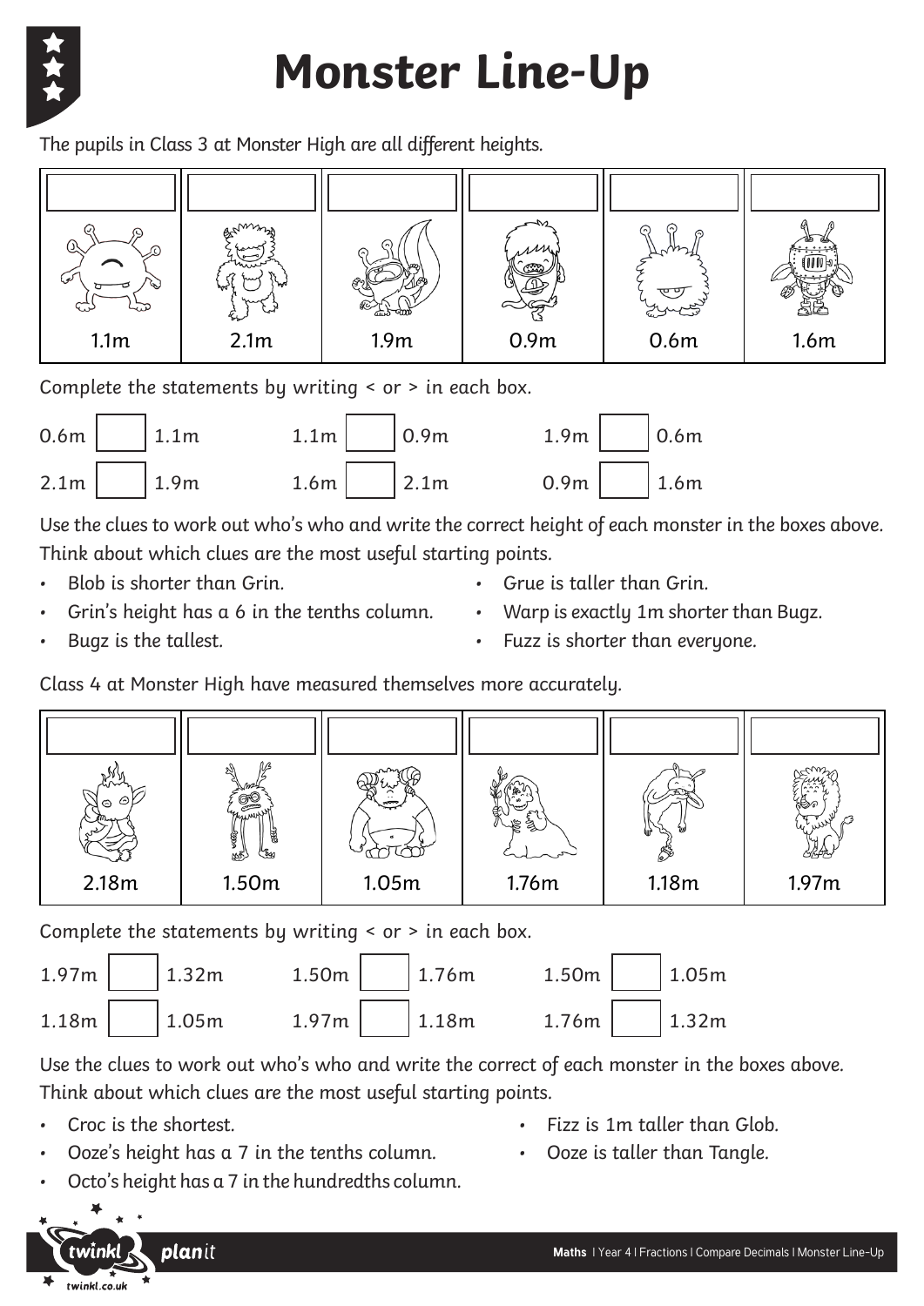# Monster Line-Up

The pupils in Class 3 at Monster High are all different heights.

| | | | | | |
|---|---|---|---|---|---|
| | | | | | |
| 1.1m | 2.1m | 1.9m | 0.9m | 0.6m | 1.6m |

Complete the statements by writing < or > in each box.

0.6m ☐ 1.1m    1.1m ☐ 0.9m    1.9m ☐ 0.6m

2.1m ☐ 1.9m    1.6m ☐ 2.1m    0.9m ☐ 1.6m

Use the clues to work out who's who and write the correct height of each monster in the boxes above. Think about which clues are the most useful starting points.

- Blob is shorter than Grin.
- Grin's height has a 6 in the tenths column.
- Bugz is the tallest.
- Grue is taller than Grin.
- Warp is exactly 1m shorter than Bugz.
- Fuzz is shorter than everyone.

Class 4 at Monster High have measured themselves more accurately.

| | | | | | |
|---|---|---|---|---|---|
| | | | | | |
| 2.18m | 1.50m | 1.05m | 1.76m | 1.18m | 1.97m |

Complete the statements by writing < or > in each box.

1.97m ☐ 1.32m    1.50m ☐ 1.76m    1.50m ☐ 1.05m

1.18m ☐ 1.05m    1.97m ☐ 1.18m    1.76m ☐ 1.32m

Use the clues to work out who's who and write the correct of each monster in the boxes above. Think about which clues are the most useful starting points.

- Croc is the shortest.
- Ooze's height has a 7 in the tenths column.
- Octo's height has a 7 in the hundredths column.
- Fizz is 1m taller than Glob.
- Ooze is taller than Tangle.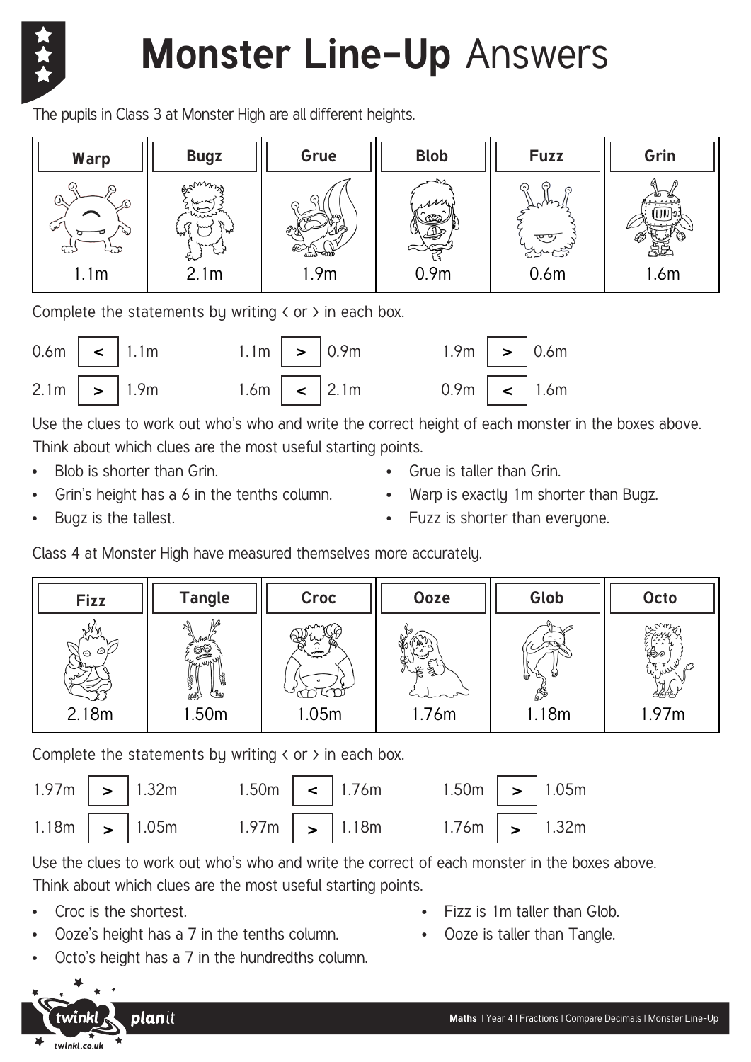# Monster Line-Up Answers

The pupils in Class 3 at Monster High are all different heights.

| Warp | Bugz | Grue | Blob | Fuzz | Grin |
|---|---|---|---|---|---|
| 1.1m | 2.1m | 1.9m | 0.9m | 0.6m | 1.6m |

Complete the statements by writing < or > in each box.

0.6m < 1.1m  1.1m > 0.9m  1.9m > 0.6m

2.1m > 1.9m  1.6m < 2.1m  0.9m < 1.6m

Use the clues to work out who's who and write the correct height of each monster in the boxes above. Think about which clues are the most useful starting points.

- Blob is shorter than Grin.
- Grin's height has a 6 in the tenths column.
- Bugz is the tallest.
- Grue is taller than Grin.
- Warp is exactly 1m shorter than Bugz.
- Fuzz is shorter than everyone.

Class 4 at Monster High have measured themselves more accurately.

| Fizz | Tangle | Croc | Ooze | Glob | Octo |
|---|---|---|---|---|---|
| 2.18m | 1.50m | 1.05m | 1.76m | 1.18m | 1.97m |

Complete the statements by writing < or > in each box.

1.97m > 1.32m  1.50m < 1.76m  1.50m > 1.05m

1.18m > 1.05m  1.97m > 1.18m  1.76m > 1.32m

Use the clues to work out who's who and write the correct of each monster in the boxes above. Think about which clues are the most useful starting points.

- Croc is the shortest.
- Ooze's height has a 7 in the tenths column.
- Octo's height has a 7 in the hundredths column.
- Fizz is 1m taller than Glob.
- Ooze is taller than Tangle.